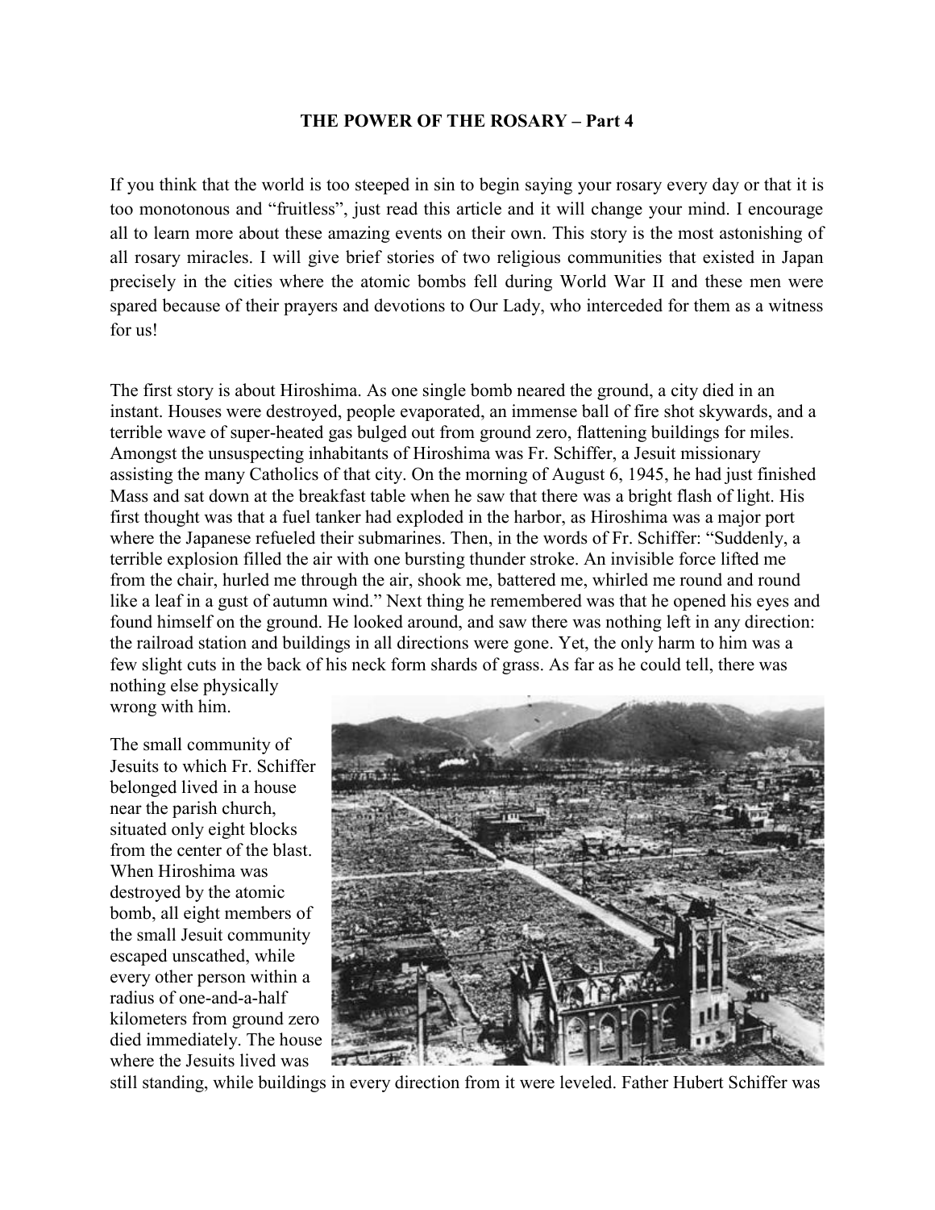**THE POWER OF THE ROSARY – Part 4**

If you think that the world is too steeped in sin to begin saying your rosary every day or that it is too monotonous and "fruitless", just read this article and it will change your mind. I encourage all to learn more about these amazing events on their own. This story is the most astonishing of all rosary miracles. I will give brief stories of two religious communities that existed in Japan precisely in the cities where the atomic bombs fell during World War II and these men were spared because of their prayers and devotions to Our Lady, who interceded for them as a witness for us!

The first story is about Hiroshima. As one single bomb neared the ground, a city died in an instant. Houses were destroyed, people evaporated, an immense ball of fire shot skywards, and a terrible wave of super-heated gas bulged out from ground zero, flattening buildings for miles. Amongst the unsuspecting inhabitants of Hiroshima was Fr. Schiffer, a Jesuit missionary assisting the many Catholics of that city. On the morning of August 6, 1945, he had just finished Mass and sat down at the breakfast table when he saw that there was a bright flash of light. His first thought was that a fuel tanker had exploded in the harbor, as Hiroshima was a major port where the Japanese refueled their submarines. Then, in the words of Fr. Schiffer: "Suddenly, a terrible explosion filled the air with one bursting thunder stroke. An invisible force lifted me from the chair, hurled me through the air, shook me, battered me, whirled me round and round like a leaf in a gust of autumn wind." Next thing he remembered was that he opened his eyes and found himself on the ground. He looked around, and saw there was nothing left in any direction: the railroad station and buildings in all directions were gone. Yet, the only harm to him was a few slight cuts in the back of his neck form shards of grass. As far as he could tell, there was nothing else physically wrong with him.

The small community of Jesuits to which Fr. Schiffer belonged lived in a house near the parish church, situated only eight blocks from the center of the blast. When Hiroshima was destroyed by the atomic bomb, all eight members of the small Jesuit community escaped unscathed, while every other person within a radius of one-and-a-half kilometers from ground zero died immediately. The house where the Jesuits lived was still standing, while buildings in every direction from it were leveled. Father Hubert Schiffer was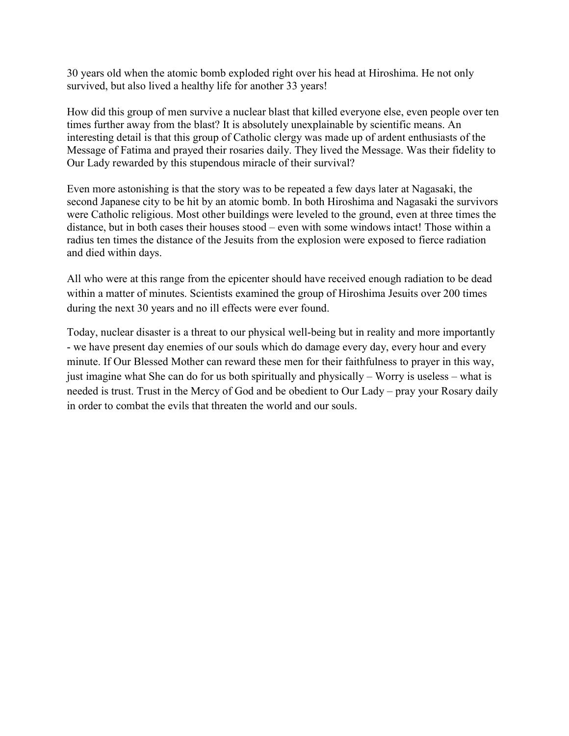30 years old when the atomic bomb exploded right over his head at Hiroshima. He not only survived, but also lived a healthy life for another 33 years!

How did this group of men survive a nuclear blast that killed everyone else, even people over ten times further away from the blast? It is absolutely unexplainable by scientific means. An interesting detail is that this group of Catholic clergy was made up of ardent enthusiasts of the Message of Fatima and prayed their rosaries daily. They lived the Message. Was their fidelity to Our Lady rewarded by this stupendous miracle of their survival?

Even more astonishing is that the story was to be repeated a few days later at Nagasaki, the second Japanese city to be hit by an atomic bomb. In both Hiroshima and Nagasaki the survivors were Catholic religious. Most other buildings were leveled to the ground, even at three times the distance, but in both cases their houses stood – even with some windows intact! Those within a radius ten times the distance of the Jesuits from the explosion were exposed to fierce radiation and died within days.

All who were at this range from the epicenter should have received enough radiation to be dead within a matter of minutes. Scientists examined the group of Hiroshima Jesuits over 200 times during the next 30 years and no ill effects were ever found.

Today, nuclear disaster is a threat to our physical well-being but in reality and more importantly - we have present day enemies of our souls which do damage every day, every hour and every minute. If Our Blessed Mother can reward these men for their faithfulness to prayer in this way, just imagine what She can do for us both spiritually and physically – Worry is useless – what is needed is trust. Trust in the Mercy of God and be obedient to Our Lady – pray your Rosary daily in order to combat the evils that threaten the world and our souls.